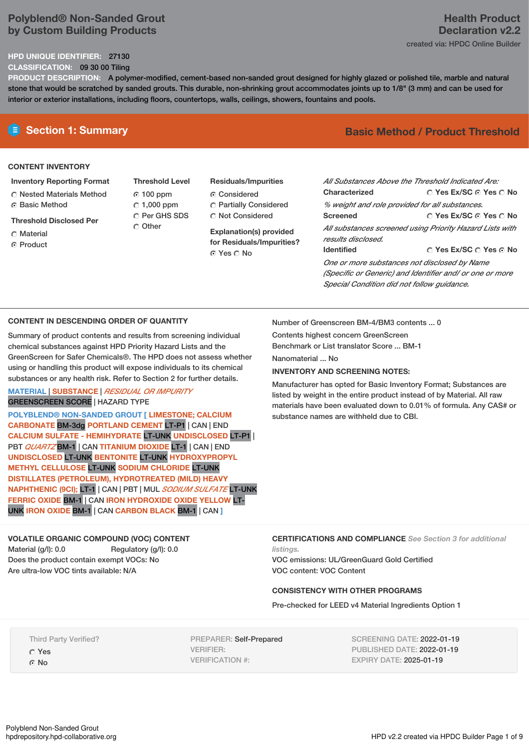# Polyblend® Non-Sanded Grout by Custom Building Products

**Health Product Declaration v2.2**

created via: HPDC Online Builder

**HPD UNIQUE IDENTIFIER:** 27130

**CLASSIFICATION:** 09 30 00 Tiling

**PRODUCT DESCRIPTION:** A polymer-modified, cement-based non-sanded grout designed for highly glazed or polished tile, marble and natural stone that would be scratched by sanded grouts. This durable, non-shrinking grout accommodates joints up to 1/8" (3 mm) and can be used for interior or exterior installations, including floors, countertops, walls, ceilings, showers, fountains and pools.

## Section 1: Summary

**Basic Method / Product Threshold**

### CONTENT INVENTORY

**Inventory Reporting Format**
- ○ Nested Materials Method
- ◉ Basic Method

**Threshold Disclosed Per**
- ○ Material
- ◉ Product

**Threshold Level**
- ◉ 100 ppm
- ○ 1,000 ppm
- ○ Per GHS SDS
- ○ Other

**Residuals/Impurities**
- ◉ Considered
- ○ Partially Considered
- ○ Not Considered

**Explanation(s) provided for Residuals/Impurities?**
◉ Yes ○ No

*All Substances Above the Threshold Indicated Are:*

**Characterized** ○ Yes Ex/SC ◉ Yes ○ No

*% weight and role provided for all substances.*

**Screened** ○ Yes Ex/SC ◉ Yes ○ No

*All substances screened using Priority Hazard Lists with results disclosed.*

**Identified** ○ Yes Ex/SC ○ Yes ◉ No

*One or more substances not disclosed by Name (Specific or Generic) and Identifier and/ or one or more Special Condition did not follow guidance.*

### CONTENT IN DESCENDING ORDER OF QUANTITY

Summary of product contents and results from screening individual chemical substances against HPD Priority Hazard Lists and the GreenScreen for Safer Chemicals®. The HPD does not assess whether using or handling this product will expose individuals to its chemical substances or any health risk. Refer to Section 2 for further details.

MATERIAL | SUBSTANCE | *RESIDUAL OR IMPURITY*
GREENSCREEN SCORE | HAZARD TYPE

**POLYBLEND® NON-SANDED GROUT [ LIMESTONE; CALCIUM CARBONATE** BM-3dg **PORTLAND CEMENT** LT-P1 | CAN | END **CALCIUM SULFATE - HEMIHYDRATE** LT-UNK **UNDISCLOSED** LT-P1 | PBT ***QUARTZ*** BM-1 | CAN **TITANIUM DIOXIDE** LT-1 | CAN | END **UNDISCLOSED** LT-UNK **BENTONITE** LT-UNK **HYDROXYPROPYL METHYL CELLULOSE** LT-UNK **SODIUM CHLORIDE** LT-UNK **DISTILLATES (PETROLEUM), HYDROTREATED (MILD) HEAVY NAPHTHENIC (9CI);** LT-1 | CAN | PBT | MUL ***SODIUM SULFATE*** LT-UNK **FERRIC OXIDE** BM-1 | CAN **IRON HYDROXIDE OXIDE YELLOW** LT-UNK **IRON OXIDE** BM-1 | CAN **CARBON BLACK** BM-1 | CAN **]**

Number of Greenscreen BM-4/BM3 contents ... 0

Contents highest concern GreenScreen Benchmark or List translator Score ... BM-1

Nanomaterial ... No

**INVENTORY AND SCREENING NOTES:**

Manufacturer has opted for Basic Inventory Format; Substances are listed by weight in the entire product instead of by Material. All raw materials have been evaluated down to 0.01% of formula. Any CAS# or substance names are withheld due to CBI.

### VOLATILE ORGANIC COMPOUND (VOC) CONTENT

Material (g/l): 0.0  Regulatory (g/l): 0.0

Does the product contain exempt VOCs: No

Are ultra-low VOC tints available: N/A

### CERTIFICATIONS AND COMPLIANCE *See Section 3 for additional listings.*

VOC emissions: UL/GreenGuard Gold Certified

VOC content: VOC Content

### CONSISTENCY WITH OTHER PROGRAMS

Pre-checked for LEED v4 Material Ingredients Option 1

Third Party Verified?
- ○ Yes
- ◉ No

PREPARER: Self-Prepared
VERIFIER:
VERIFICATION #:

SCREENING DATE: 2022-01-19
PUBLISHED DATE: 2022-01-19
EXPIRY DATE: 2025-01-19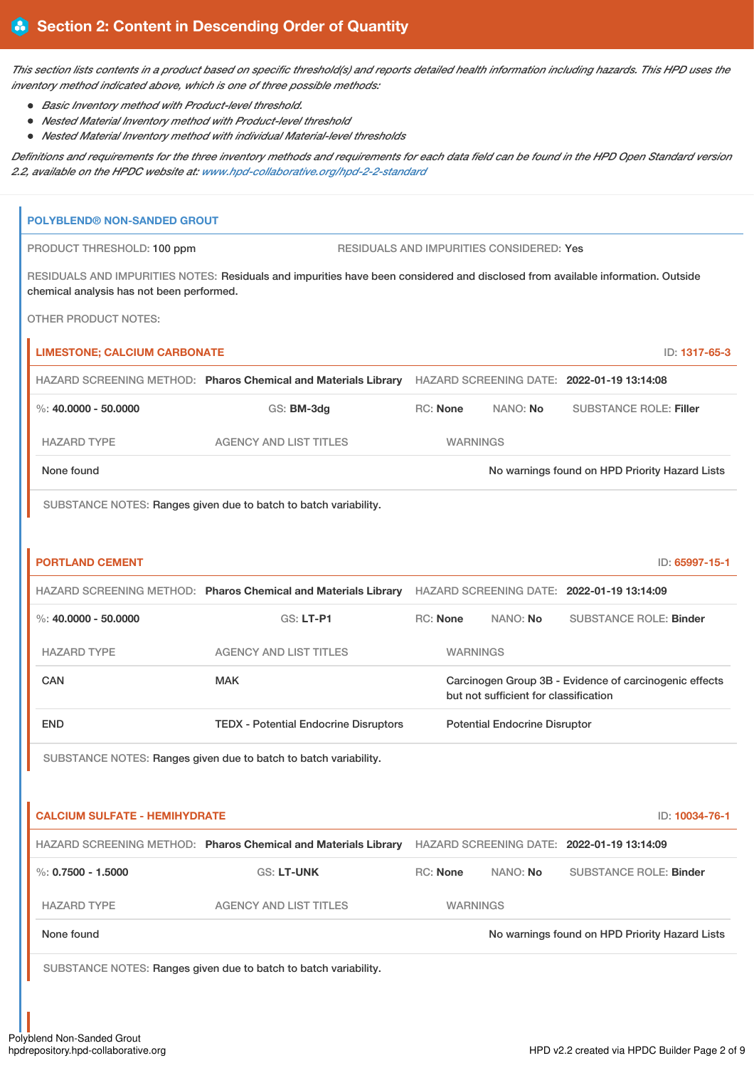## Section 2: Content in Descending Order of Quantity

*This section lists contents in a product based on specific threshold(s) and reports detailed health information including hazards. This HPD uses the inventory method indicated above, which is one of three possible methods:*

- *Basic Inventory method with Product-level threshold.*
- *Nested Material Inventory method with Product-level threshold*
- *Nested Material Inventory method with individual Material-level thresholds*

*Definitions and requirements for the three inventory methods and requirements for each data field can be found in the HPD Open Standard version 2.2, available on the HPDC website at: www.hpd-collaborative.org/hpd-2-2-standard*

### POLYBLEND® NON-SANDED GROUT

PRODUCT THRESHOLD: 100 ppm

RESIDUALS AND IMPURITIES CONSIDERED: Yes

RESIDUALS AND IMPURITIES NOTES: Residuals and impurities have been considered and disclosed from available information. Outside chemical analysis has not been performed.

OTHER PRODUCT NOTES:

#### LIMESTONE; CALCIUM CARBONATE

ID: 1317-65-3

HAZARD SCREENING METHOD: **Pharos Chemical and Materials Library** HAZARD SCREENING DATE: **2022-01-19 13:14:08**

%: **40.0000 - 50.0000** GS: **BM-3dg** RC: **None** NANO: **No** SUBSTANCE ROLE: **Filler**

| HAZARD TYPE | AGENCY AND LIST TITLES | WARNINGS |
|---|---|---|
| None found | | No warnings found on HPD Priority Hazard Lists |

SUBSTANCE NOTES: Ranges given due to batch to batch variability.

#### PORTLAND CEMENT

ID: 65997-15-1

HAZARD SCREENING METHOD: **Pharos Chemical and Materials Library** HAZARD SCREENING DATE: **2022-01-19 13:14:09**

%: **40.0000 - 50.0000** GS: **LT-P1** RC: **None** NANO: **No** SUBSTANCE ROLE: **Binder**

| HAZARD TYPE | AGENCY AND LIST TITLES | WARNINGS |
|---|---|---|
| CAN | MAK | Carcinogen Group 3B - Evidence of carcinogenic effects but not sufficient for classification |
| END | TEDX - Potential Endocrine Disruptors | Potential Endocrine Disruptor |

SUBSTANCE NOTES: Ranges given due to batch to batch variability.

#### CALCIUM SULFATE - HEMIHYDRATE

ID: 10034-76-1

HAZARD SCREENING METHOD: **Pharos Chemical and Materials Library** HAZARD SCREENING DATE: **2022-01-19 13:14:09**

%: **0.7500 - 1.5000** GS: **LT-UNK** RC: **None** NANO: **No** SUBSTANCE ROLE: **Binder**

| HAZARD TYPE | AGENCY AND LIST TITLES | WARNINGS |
|---|---|---|
| None found | | No warnings found on HPD Priority Hazard Lists |

SUBSTANCE NOTES: Ranges given due to batch to batch variability.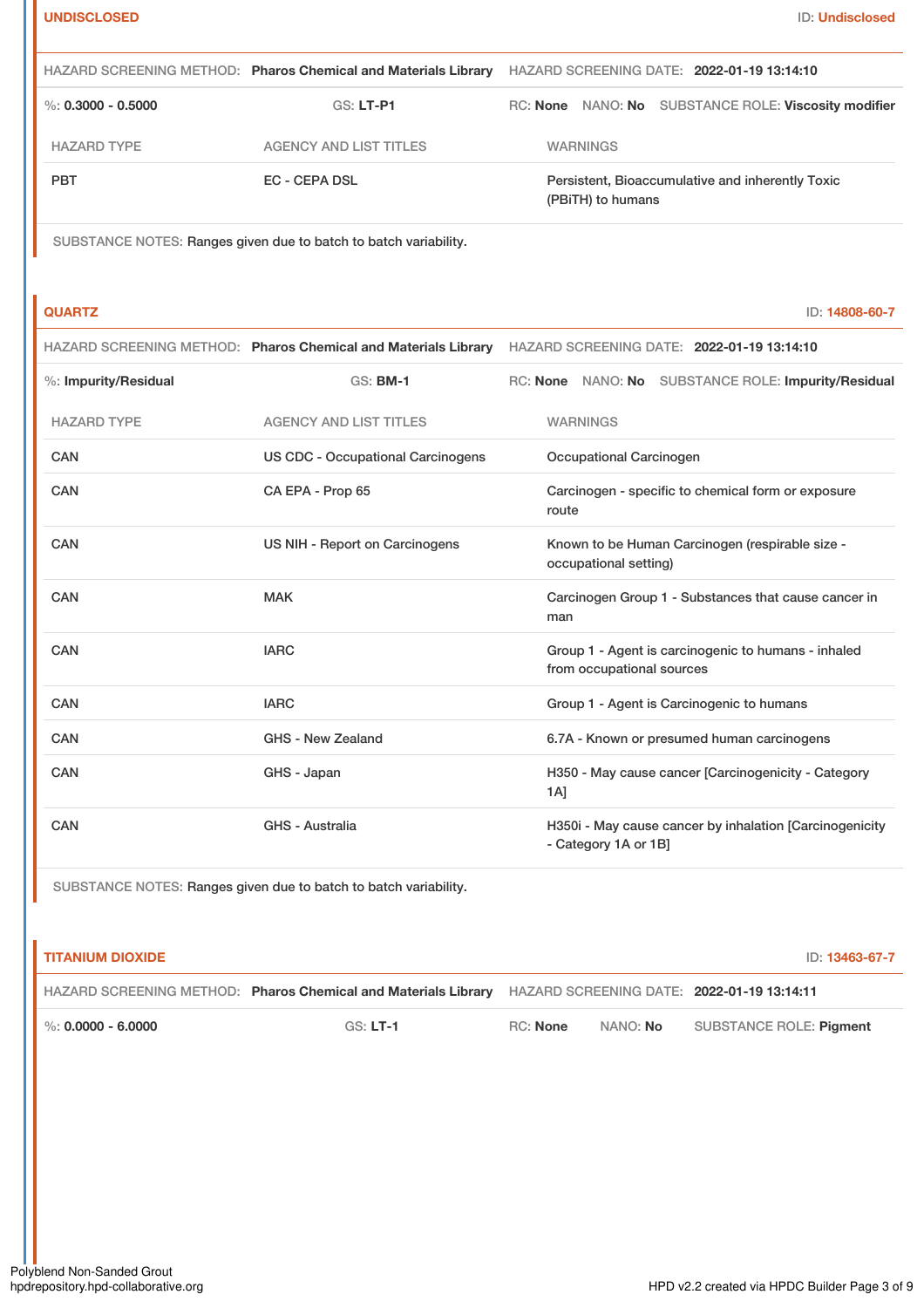**UNDISCLOSED** ID: **Undisclosed**

HAZARD SCREENING METHOD: **Pharos Chemical and Materials Library** HAZARD SCREENING DATE: **2022-01-19 13:14:10**

%: **0.3000 - 0.5000** GS: **LT-P1** RC: **None** NANO: **No** SUBSTANCE ROLE: **Viscosity modifier**

| HAZARD TYPE | AGENCY AND LIST TITLES | WARNINGS |
| --- | --- | --- |
| PBT | EC - CEPA DSL | Persistent, Bioaccumulative and inherently Toxic (PBiTH) to humans |

SUBSTANCE NOTES: Ranges given due to batch to batch variability.

**QUARTZ** ID: **14808-60-7**

HAZARD SCREENING METHOD: **Pharos Chemical and Materials Library** HAZARD SCREENING DATE: **2022-01-19 13:14:10**

%: **Impurity/Residual** GS: **BM-1** RC: **None** NANO: **No** SUBSTANCE ROLE: **Impurity/Residual**

| HAZARD TYPE | AGENCY AND LIST TITLES | WARNINGS |
| --- | --- | --- |
| CAN | US CDC - Occupational Carcinogens | Occupational Carcinogen |
| CAN | CA EPA - Prop 65 | Carcinogen - specific to chemical form or exposure route |
| CAN | US NIH - Report on Carcinogens | Known to be Human Carcinogen (respirable size - occupational setting) |
| CAN | MAK | Carcinogen Group 1 - Substances that cause cancer in man |
| CAN | IARC | Group 1 - Agent is carcinogenic to humans - inhaled from occupational sources |
| CAN | IARC | Group 1 - Agent is Carcinogenic to humans |
| CAN | GHS - New Zealand | 6.7A - Known or presumed human carcinogens |
| CAN | GHS - Japan | H350 - May cause cancer [Carcinogenicity - Category 1A] |
| CAN | GHS - Australia | H350i - May cause cancer by inhalation [Carcinogenicity - Category 1A or 1B] |

SUBSTANCE NOTES: Ranges given due to batch to batch variability.

**TITANIUM DIOXIDE** ID: **13463-67-7**

HAZARD SCREENING METHOD: **Pharos Chemical and Materials Library** HAZARD SCREENING DATE: **2022-01-19 13:14:11**

%: **0.0000 - 6.0000** GS: **LT-1** RC: **None** NANO: **No** SUBSTANCE ROLE: **Pigment**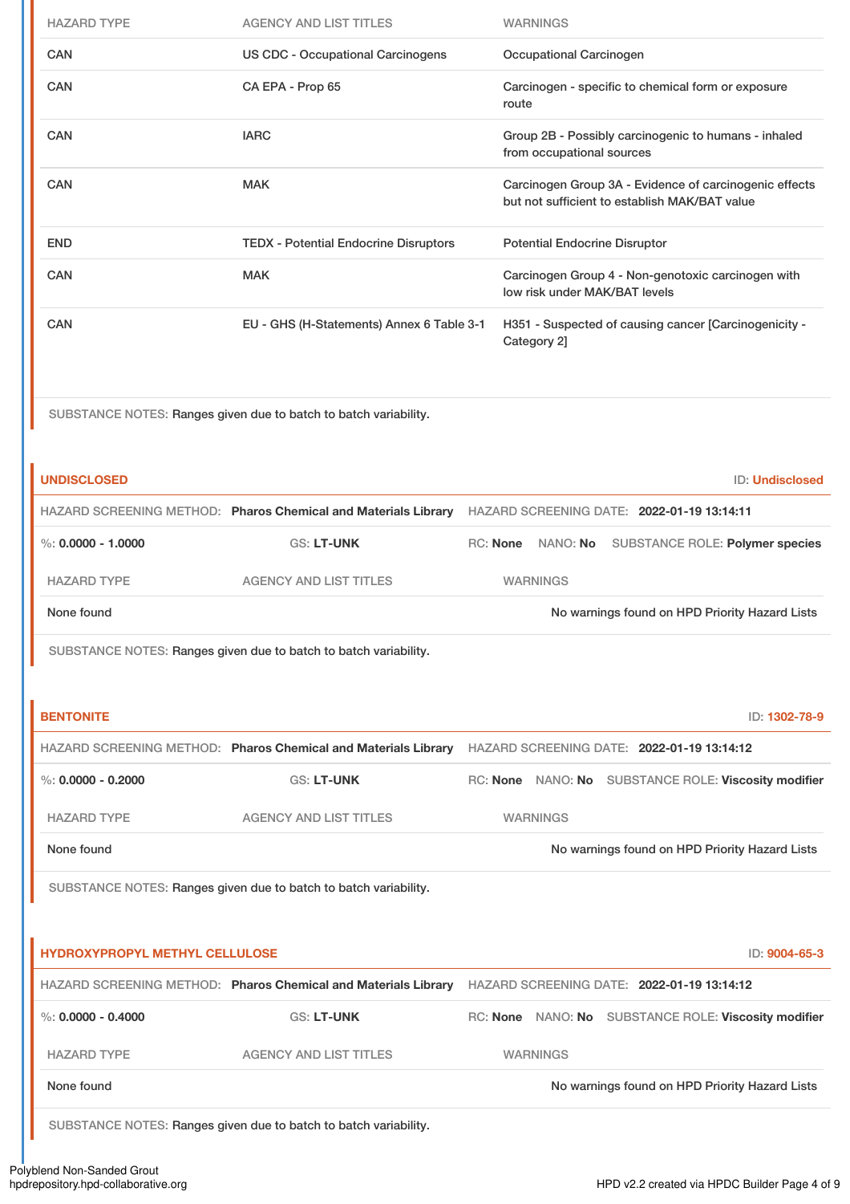| HAZARD TYPE | AGENCY AND LIST TITLES | WARNINGS |
|---|---|---|
| CAN | US CDC - Occupational Carcinogens | Occupational Carcinogen |
| CAN | CA EPA - Prop 65 | Carcinogen - specific to chemical form or exposure route |
| CAN | IARC | Group 2B - Possibly carcinogenic to humans - inhaled from occupational sources |
| CAN | MAK | Carcinogen Group 3A - Evidence of carcinogenic effects but not sufficient to establish MAK/BAT value |
| END | TEDX - Potential Endocrine Disruptors | Potential Endocrine Disruptor |
| CAN | MAK | Carcinogen Group 4 - Non-genotoxic carcinogen with low risk under MAK/BAT levels |
| CAN | EU - GHS (H-Statements) Annex 6 Table 3-1 | H351 - Suspected of causing cancer [Carcinogenicity - Category 2] |

SUBSTANCE NOTES: Ranges given due to batch to batch variability.

## UNDISCLOSED

ID: Undisclosed

HAZARD SCREENING METHOD: **Pharos Chemical and Materials Library** HAZARD SCREENING DATE: **2022-01-19 13:14:11**

%: **0.0000 - 1.0000** GS: **LT-UNK** RC: **None** NANO: **No** SUBSTANCE ROLE: **Polymer species**

| HAZARD TYPE | AGENCY AND LIST TITLES | WARNINGS |
|---|---|---|
| None found | | No warnings found on HPD Priority Hazard Lists |

SUBSTANCE NOTES: Ranges given due to batch to batch variability.

## BENTONITE

ID: 1302-78-9

HAZARD SCREENING METHOD: **Pharos Chemical and Materials Library** HAZARD SCREENING DATE: **2022-01-19 13:14:12**

%: **0.0000 - 0.2000** GS: **LT-UNK** RC: **None** NANO: **No** SUBSTANCE ROLE: **Viscosity modifier**

| HAZARD TYPE | AGENCY AND LIST TITLES | WARNINGS |
|---|---|---|
| None found | | No warnings found on HPD Priority Hazard Lists |

SUBSTANCE NOTES: Ranges given due to batch to batch variability.

## HYDROXYPROPYL METHYL CELLULOSE

ID: 9004-65-3

HAZARD SCREENING METHOD: **Pharos Chemical and Materials Library** HAZARD SCREENING DATE: **2022-01-19 13:14:12**

%: **0.0000 - 0.4000** GS: **LT-UNK** RC: **None** NANO: **No** SUBSTANCE ROLE: **Viscosity modifier**

| HAZARD TYPE | AGENCY AND LIST TITLES | WARNINGS |
|---|---|---|
| None found | | No warnings found on HPD Priority Hazard Lists |

SUBSTANCE NOTES: Ranges given due to batch to batch variability.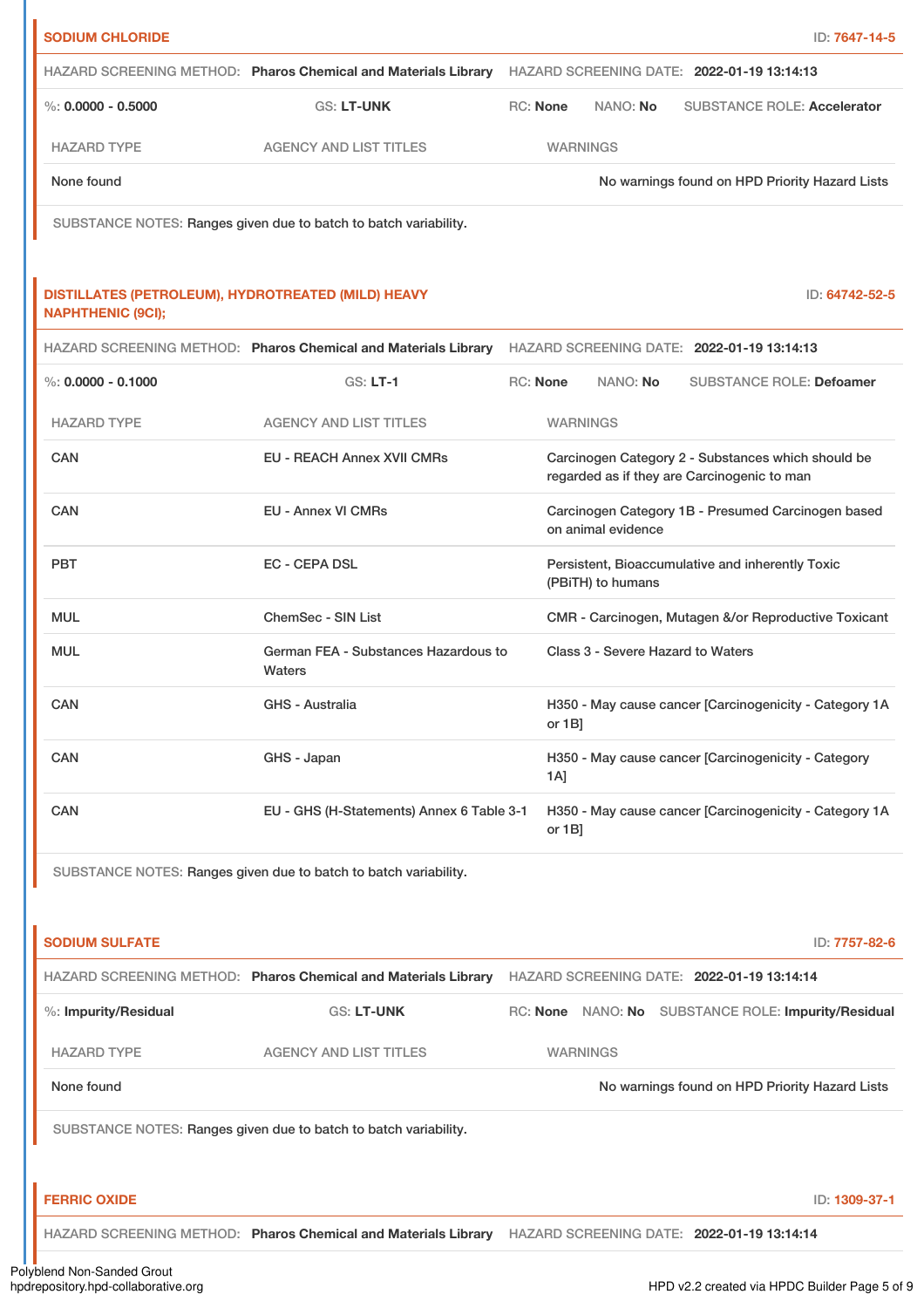**SODIUM CHLORIDE** ID: 7647-14-5

HAZARD SCREENING METHOD: **Pharos Chemical and Materials Library** HAZARD SCREENING DATE: **2022-01-19 13:14:13**

%: **0.0000 - 0.5000** GS: **LT-UNK** RC: **None** NANO: **No** SUBSTANCE ROLE: **Accelerator**

| HAZARD TYPE | AGENCY AND LIST TITLES | WARNINGS |
|---|---|---|
| None found | | No warnings found on HPD Priority Hazard Lists |

SUBSTANCE NOTES: Ranges given due to batch to batch variability.

**DISTILLATES (PETROLEUM), HYDROTREATED (MILD) HEAVY NAPHTHENIC (9CI);** ID: 64742-52-5

HAZARD SCREENING METHOD: **Pharos Chemical and Materials Library** HAZARD SCREENING DATE: **2022-01-19 13:14:13**

%: **0.0000 - 0.1000** GS: **LT-1** RC: **None** NANO: **No** SUBSTANCE ROLE: **Defoamer**

| HAZARD TYPE | AGENCY AND LIST TITLES | WARNINGS |
|---|---|---|
| CAN | EU - REACH Annex XVII CMRs | Carcinogen Category 2 - Substances which should be regarded as if they are Carcinogenic to man |
| CAN | EU - Annex VI CMRs | Carcinogen Category 1B - Presumed Carcinogen based on animal evidence |
| PBT | EC - CEPA DSL | Persistent, Bioaccumulative and inherently Toxic (PBiTH) to humans |
| MUL | ChemSec - SIN List | CMR - Carcinogen, Mutagen &/or Reproductive Toxicant |
| MUL | German FEA - Substances Hazardous to Waters | Class 3 - Severe Hazard to Waters |
| CAN | GHS - Australia | H350 - May cause cancer [Carcinogenicity - Category 1A or 1B] |
| CAN | GHS - Japan | H350 - May cause cancer [Carcinogenicity - Category 1A] |
| CAN | EU - GHS (H-Statements) Annex 6 Table 3-1 | H350 - May cause cancer [Carcinogenicity - Category 1A or 1B] |

SUBSTANCE NOTES: Ranges given due to batch to batch variability.

**SODIUM SULFATE** ID: 7757-82-6

HAZARD SCREENING METHOD: **Pharos Chemical and Materials Library** HAZARD SCREENING DATE: **2022-01-19 13:14:14**

%: **Impurity/Residual** GS: **LT-UNK** RC: **None** NANO: **No** SUBSTANCE ROLE: **Impurity/Residual**

| HAZARD TYPE | AGENCY AND LIST TITLES | WARNINGS |
|---|---|---|
| None found | | No warnings found on HPD Priority Hazard Lists |

SUBSTANCE NOTES: Ranges given due to batch to batch variability.

**FERRIC OXIDE** ID: 1309-37-1

HAZARD SCREENING METHOD: **Pharos Chemical and Materials Library** HAZARD SCREENING DATE: **2022-01-19 13:14:14**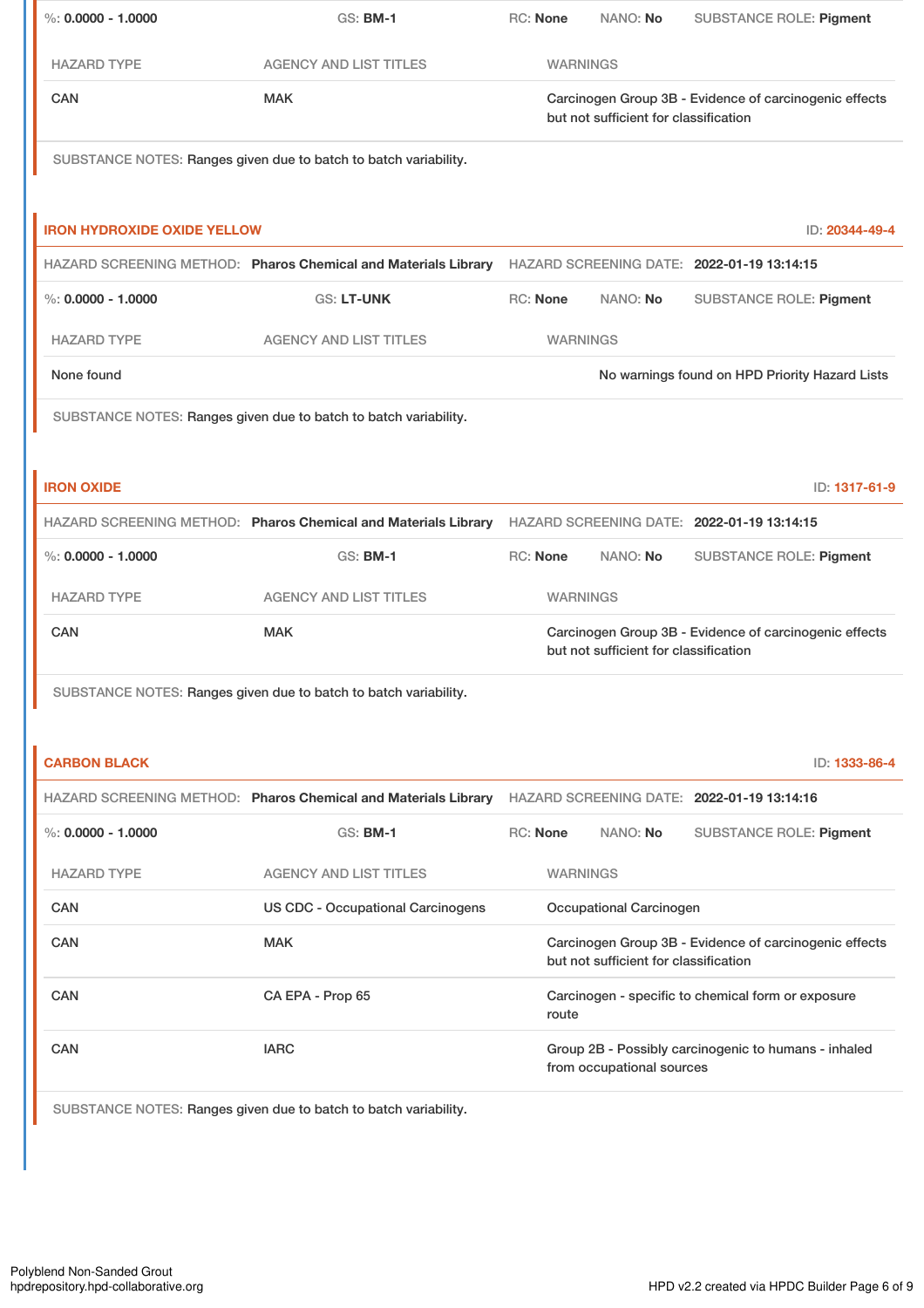| %: 0.0000 - 1.0000 | GS: BM-1 | RC: None | NANO: No | SUBSTANCE ROLE: Pigment |
|---|---|---|---|---|

| HAZARD TYPE | AGENCY AND LIST TITLES | WARNINGS |
|---|---|---|
| CAN | MAK | Carcinogen Group 3B - Evidence of carcinogenic effects but not sufficient for classification |

SUBSTANCE NOTES: Ranges given due to batch to batch variability.

### IRON HYDROXIDE OXIDE YELLOW

ID: 20344-49-4

HAZARD SCREENING METHOD: **Pharos Chemical and Materials Library** HAZARD SCREENING DATE: **2022-01-19 13:14:15**

| %: 0.0000 - 1.0000 | GS: LT-UNK | RC: None | NANO: No | SUBSTANCE ROLE: Pigment |
|---|---|---|---|---|

| HAZARD TYPE | AGENCY AND LIST TITLES | WARNINGS |
|---|---|---|
| None found | | No warnings found on HPD Priority Hazard Lists |

SUBSTANCE NOTES: Ranges given due to batch to batch variability.

### IRON OXIDE

ID: 1317-61-9

HAZARD SCREENING METHOD: **Pharos Chemical and Materials Library** HAZARD SCREENING DATE: **2022-01-19 13:14:15**

| %: 0.0000 - 1.0000 | GS: BM-1 | RC: None | NANO: No | SUBSTANCE ROLE: Pigment |
|---|---|---|---|---|

| HAZARD TYPE | AGENCY AND LIST TITLES | WARNINGS |
|---|---|---|
| CAN | MAK | Carcinogen Group 3B - Evidence of carcinogenic effects but not sufficient for classification |

SUBSTANCE NOTES: Ranges given due to batch to batch variability.

### CARBON BLACK

ID: 1333-86-4

HAZARD SCREENING METHOD: **Pharos Chemical and Materials Library** HAZARD SCREENING DATE: **2022-01-19 13:14:16**

| %: 0.0000 - 1.0000 | GS: BM-1 | RC: None | NANO: No | SUBSTANCE ROLE: Pigment |
|---|---|---|---|---|

| HAZARD TYPE | AGENCY AND LIST TITLES | WARNINGS |
|---|---|---|
| CAN | US CDC - Occupational Carcinogens | Occupational Carcinogen |
| CAN | MAK | Carcinogen Group 3B - Evidence of carcinogenic effects but not sufficient for classification |
| CAN | CA EPA - Prop 65 | Carcinogen - specific to chemical form or exposure route |
| CAN | IARC | Group 2B - Possibly carcinogenic to humans - inhaled from occupational sources |

SUBSTANCE NOTES: Ranges given due to batch to batch variability.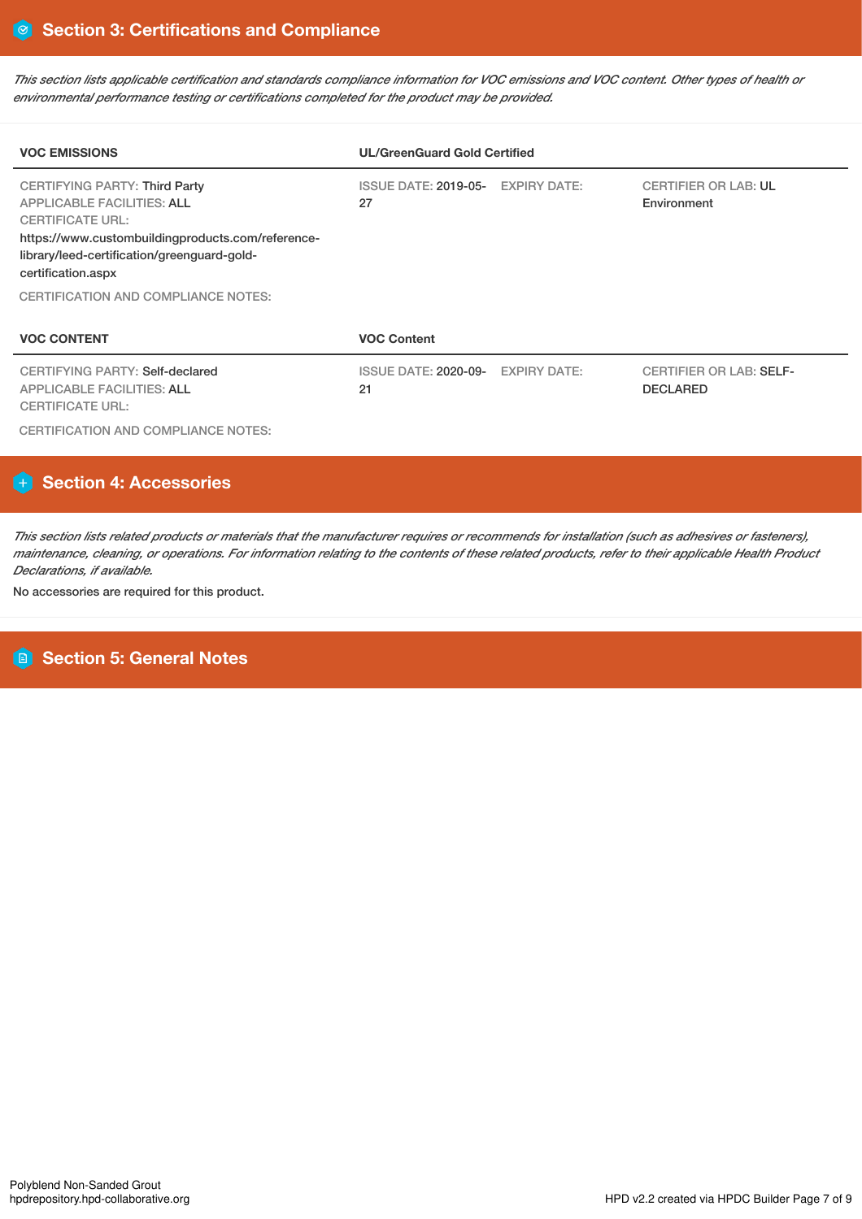## Section 3: Certifications and Compliance

*This section lists applicable certification and standards compliance information for VOC emissions and VOC content. Other types of health or environmental performance testing or certifications completed for the product may be provided.*

| **VOC EMISSIONS** | **UL/GreenGuard Gold Certified** | | |
|---|---|---|---|
| CERTIFYING PARTY: Third Party<br>APPLICABLE FACILITIES: ALL<br>CERTIFICATE URL:<br>https://www.custombuildingproducts.com/reference-library/leed-certification/greenguard-gold-certification.aspx | ISSUE DATE: 2019-05-27 | EXPIRY DATE: | CERTIFIER OR LAB: UL Environment |

CERTIFICATION AND COMPLIANCE NOTES:

| **VOC CONTENT** | **VOC Content** | | |
|---|---|---|---|
| CERTIFYING PARTY: Self-declared<br>APPLICABLE FACILITIES: ALL<br>CERTIFICATE URL: | ISSUE DATE: 2020-09-21 | EXPIRY DATE: | CERTIFIER OR LAB: SELF-DECLARED |

CERTIFICATION AND COMPLIANCE NOTES:

## Section 4: Accessories

*This section lists related products or materials that the manufacturer requires or recommends for installation (such as adhesives or fasteners), maintenance, cleaning, or operations. For information relating to the contents of these related products, refer to their applicable Health Product Declarations, if available.*

No accessories are required for this product.

## Section 5: General Notes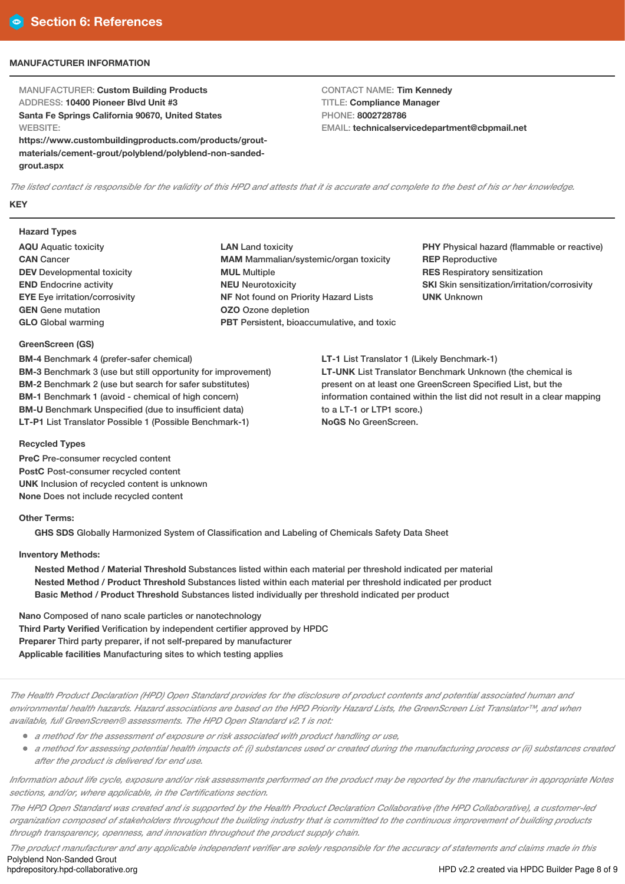## Section 6: References

### MANUFACTURER INFORMATION

MANUFACTURER: **Custom Building Products**
ADDRESS: **10400 Pioneer Blvd Unit #3**
**Santa Fe Springs California 90670, United States**
WEBSITE:
**https://www.custombuildingproducts.com/products/grout-materials/cement-grout/polyblend/polyblend-non-sanded-grout.aspx**

CONTACT NAME: **Tim Kennedy**
TITLE: **Compliance Manager**
PHONE: **8002728786**
EMAIL: **technicalservicedepartment@cbpmail.net**

*The listed contact is responsible for the validity of this HPD and attests that it is accurate and complete to the best of his or her knowledge.*

### KEY

**Hazard Types**

**AQU** Aquatic toxicity
**CAN** Cancer
**DEV** Developmental toxicity
**END** Endocrine activity
**EYE** Eye irritation/corrosivity
**GEN** Gene mutation
**GLO** Global warming
**LAN** Land toxicity
**MAM** Mammalian/systemic/organ toxicity
**MUL** Multiple
**NEU** Neurotoxicity
**NF** Not found on Priority Hazard Lists
**OZO** Ozone depletion
**PBT** Persistent, bioaccumulative, and toxic
**PHY** Physical hazard (flammable or reactive)
**REP** Reproductive
**RES** Respiratory sensitization
**SKI** Skin sensitization/irritation/corrosivity
**UNK** Unknown

**GreenScreen (GS)**

**BM-4** Benchmark 4 (prefer-safer chemical)
**BM-3** Benchmark 3 (use but still opportunity for improvement)
**BM-2** Benchmark 2 (use but search for safer substitutes)
**BM-1** Benchmark 1 (avoid - chemical of high concern)
**BM-U** Benchmark Unspecified (due to insufficient data)
**LT-P1** List Translator Possible 1 (Possible Benchmark-1)
**LT-1** List Translator 1 (Likely Benchmark-1)
**LT-UNK** List Translator Benchmark Unknown (the chemical is present on at least one GreenScreen Specified List, but the information contained within the list did not result in a clear mapping to a LT-1 or LTP1 score.)
**NoGS** No GreenScreen.

**Recycled Types**

**PreC** Pre-consumer recycled content
**PostC** Post-consumer recycled content
**UNK** Inclusion of recycled content is unknown
**None** Does not include recycled content

**Other Terms:**

**GHS SDS** Globally Harmonized System of Classification and Labeling of Chemicals Safety Data Sheet

**Inventory Methods:**

**Nested Method / Material Threshold** Substances listed within each material per threshold indicated per material
**Nested Method / Product Threshold** Substances listed within each material per threshold indicated per product
**Basic Method / Product Threshold** Substances listed individually per threshold indicated per product

**Nano** Composed of nano scale particles or nanotechnology
**Third Party Verified** Verification by independent certifier approved by HPDC
**Preparer** Third party preparer, if not self-prepared by manufacturer
**Applicable facilities** Manufacturing sites to which testing applies

*The Health Product Declaration (HPD) Open Standard provides for the disclosure of product contents and potential associated human and environmental health hazards. Hazard associations are based on the HPD Priority Hazard Lists, the GreenScreen List Translator™, and when available, full GreenScreen® assessments. The HPD Open Standard v2.1 is not:*

- *a method for the assessment of exposure or risk associated with product handling or use,*
- *a method for assessing potential health impacts of: (i) substances used or created during the manufacturing process or (ii) substances created after the product is delivered for end use.*

*Information about life cycle, exposure and/or risk assessments performed on the product may be reported by the manufacturer in appropriate Notes sections, and/or, where applicable, in the Certifications section.*

*The HPD Open Standard was created and is supported by the Health Product Declaration Collaborative (the HPD Collaborative), a customer-led organization composed of stakeholders throughout the building industry that is committed to the continuous improvement of building products through transparency, openness, and innovation throughout the product supply chain.*

*The product manufacturer and any applicable independent verifier are solely responsible for the accuracy of statements and claims made in this*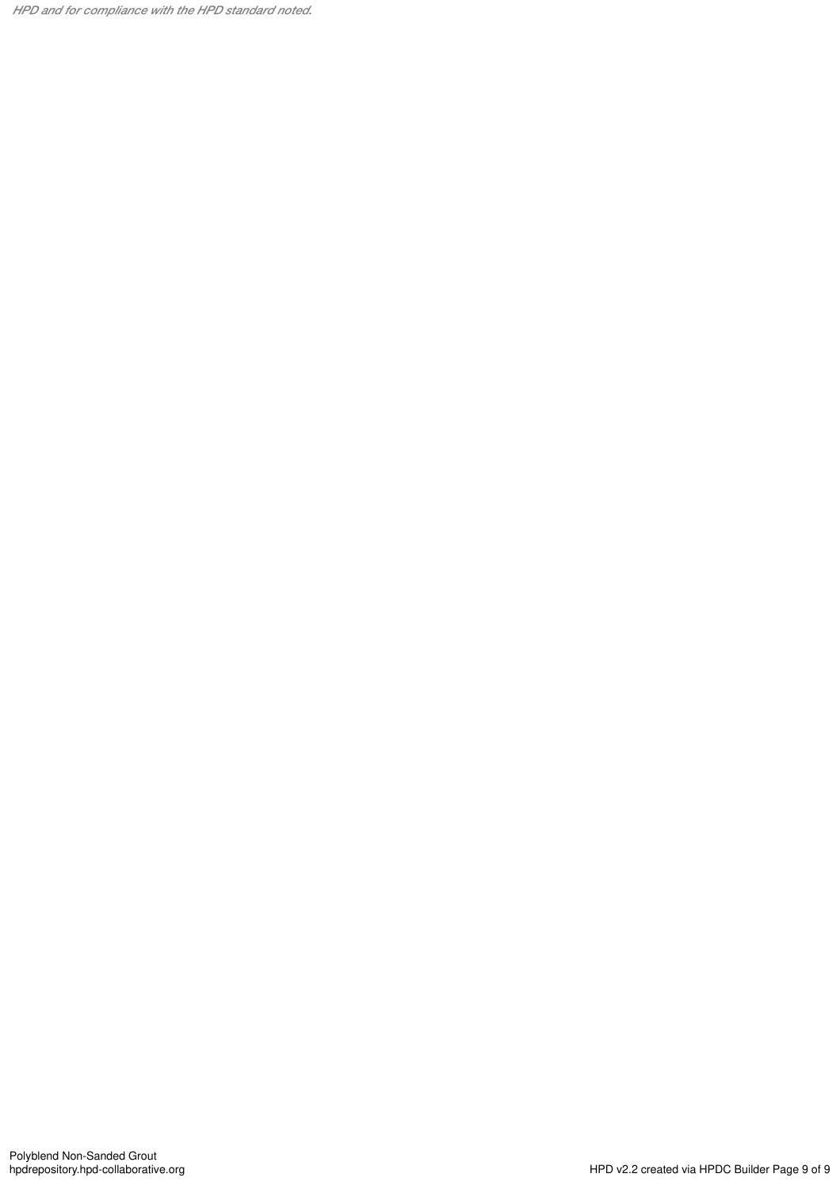*HPD and for compliance with the HPD standard noted.*